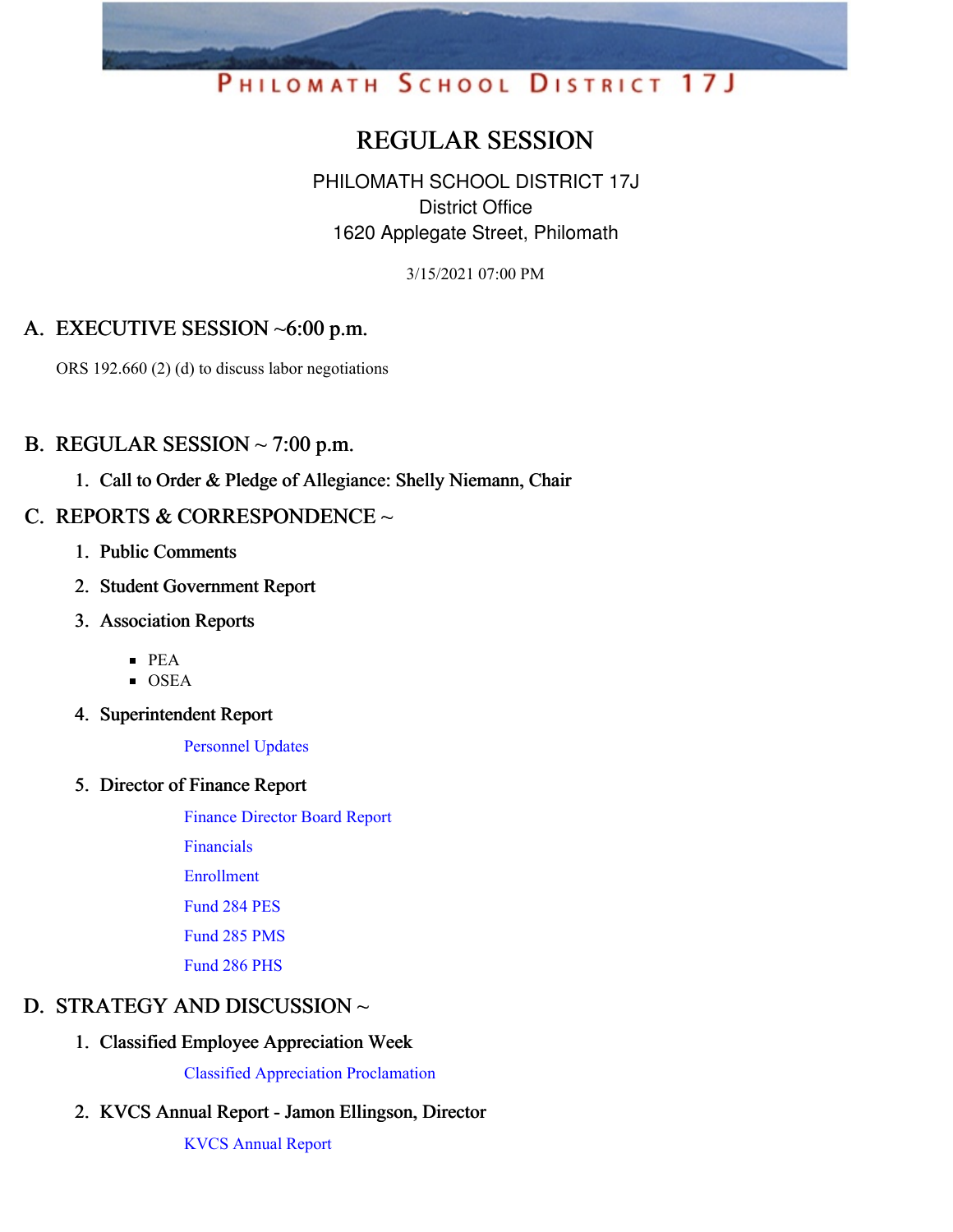PHILOMATH SCHOOL DISTRICT 17J

# REGULAR SESSION

PHILOMATH SCHOOL DISTRICT 17J
District Office
1620 Applegate Street, Philomath

3/15/2021 07:00 PM

## A. EXECUTIVE SESSION ~6:00 p.m.

ORS 192.660 (2) (d) to discuss labor negotiations

## B. REGULAR SESSION ~ 7:00 p.m.

1. **Call to Order & Pledge of Allegiance: Shelly Niemann, Chair**

## C. REPORTS & CORRESPONDENCE ~

1. **Public Comments**
2. **Student Government Report**
3. **Association Reports**
   - PEA
   - OSEA
4. **Superintendent Report**

   Personnel Updates

5. **Director of Finance Report**

   Finance Director Board Report

   Financials

   Enrollment

   Fund 284 PES

   Fund 285 PMS

   Fund 286 PHS

## D. STRATEGY AND DISCUSSION ~

1. **Classified Employee Appreciation Week**

   Classified Appreciation Proclamation

2. **KVCS Annual Report - Jamon Ellingson, Director**

   KVCS Annual Report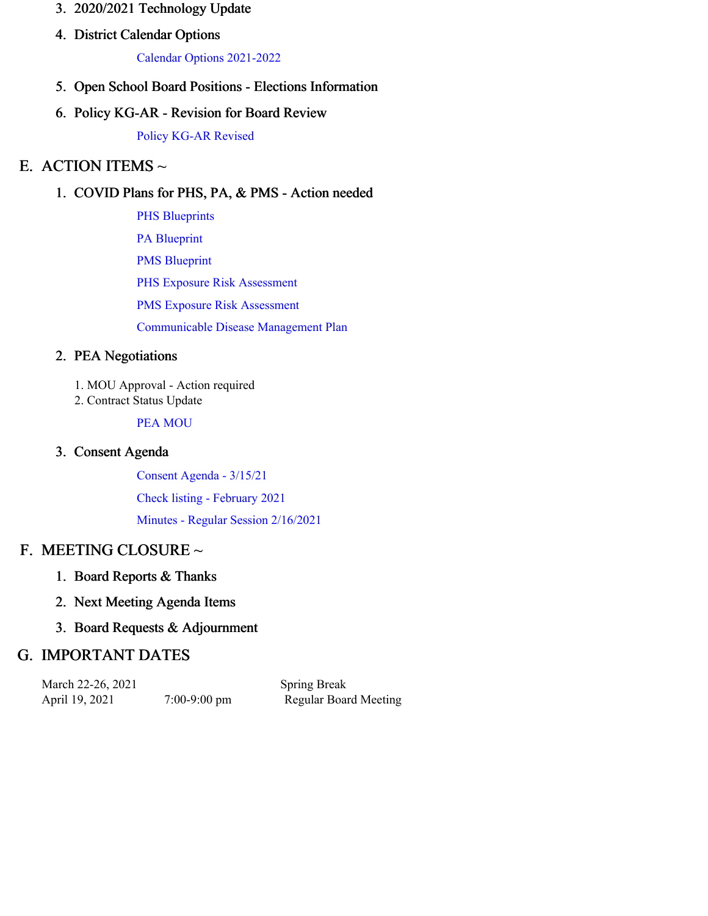3. **2020/2021 Technology Update**
4. **District Calendar Options**

    Calendar Options 2021-2022

5. **Open School Board Positions - Elections Information**
6. **Policy KG-AR - Revision for Board Review**

    Policy KG-AR Revised

## E. ACTION ITEMS ~

1. **COVID Plans for PHS, PA, & PMS - Action needed**

    PHS Blueprints

    PA Blueprint

    PMS Blueprint

    PHS Exposure Risk Assessment

    PMS Exposure Risk Assessment

    Communicable Disease Management Plan

2. **PEA Negotiations**

    1. MOU Approval - Action required
    2. Contract Status Update

    PEA MOU

3. **Consent Agenda**

    Consent Agenda - 3/15/21

    Check listing - February 2021

    Minutes - Regular Session 2/16/2021

## F. MEETING CLOSURE ~

1. **Board Reports & Thanks**
2. **Next Meeting Agenda Items**
3. **Board Requests & Adjournment**

## G. IMPORTANT DATES

| | | |
|---|---|---|
| March 22-26, 2021 | | Spring Break |
| April 19, 2021 | 7:00-9:00 pm | Regular Board Meeting |